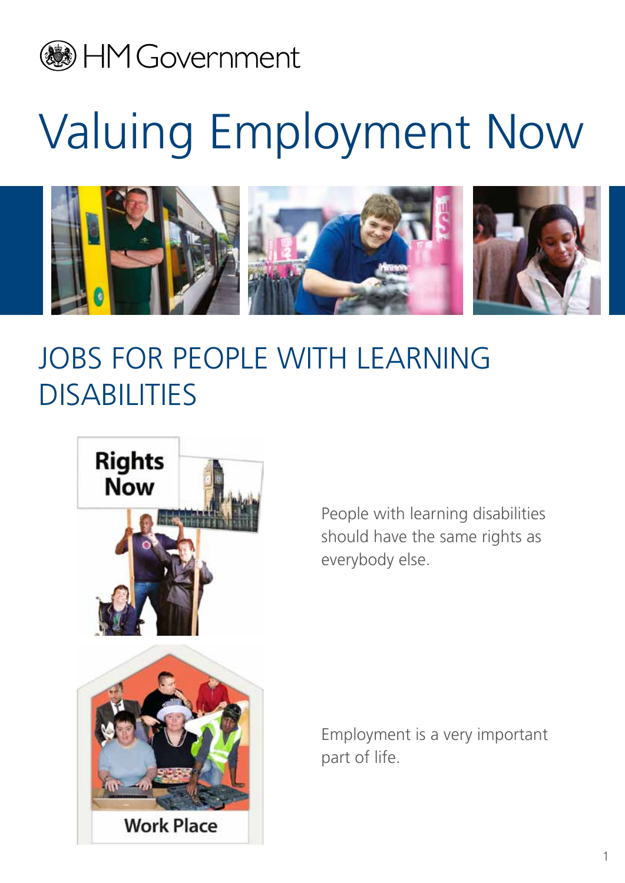HM Government

# Valuing Employment Now

## JOBS FOR PEOPLE WITH LEARNING DISABILITIES

People with learning disabilities should have the same rights as everybody else.

Employment is a very important part of life.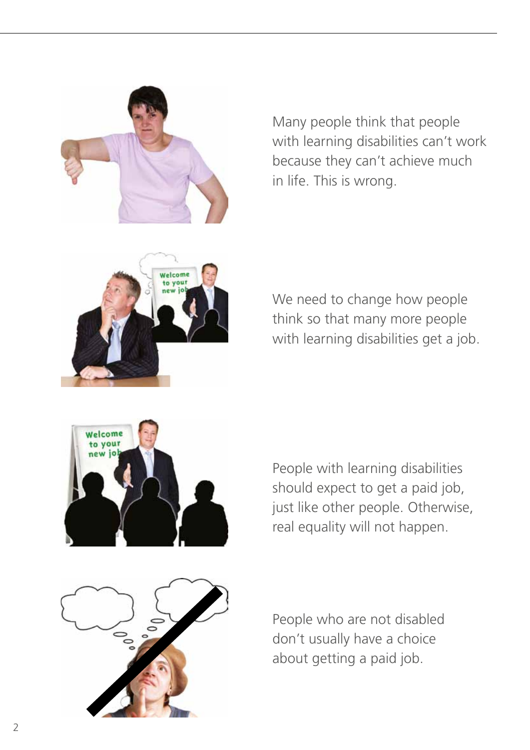Many people think that people with learning disabilities can't work because they can't achieve much in life. This is wrong.

We need to change how people think so that many more people with learning disabilities get a job.

People with learning disabilities should expect to get a paid job, just like other people. Otherwise, real equality will not happen.

People who are not disabled don't usually have a choice about getting a paid job.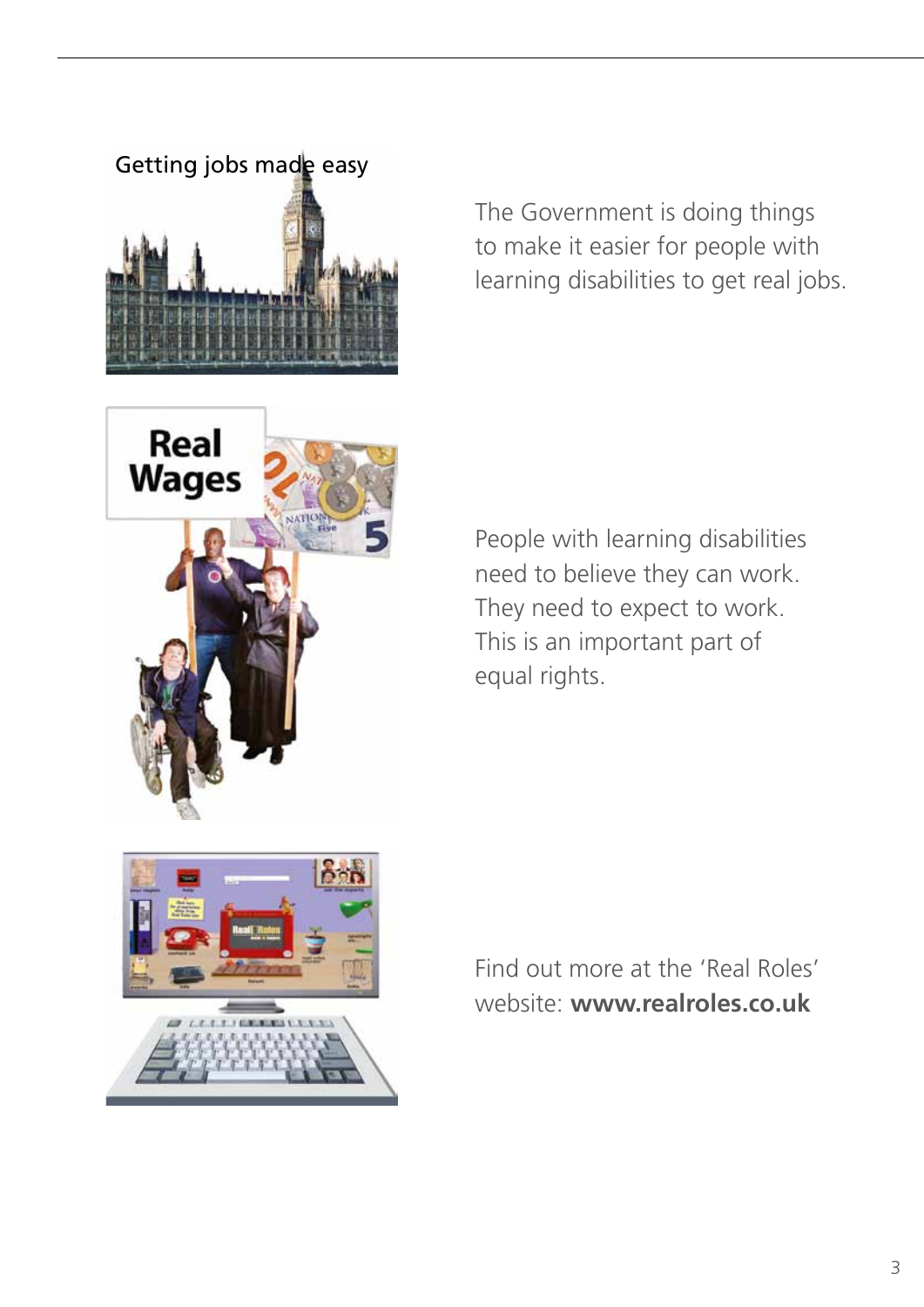Getting jobs made easy

The Government is doing things to make it easier for people with learning disabilities to get real jobs.

People with learning disabilities need to believe they can work. They need to expect to work. This is an important part of equal rights.

Find out more at the 'Real Roles' website: **www.realroles.co.uk**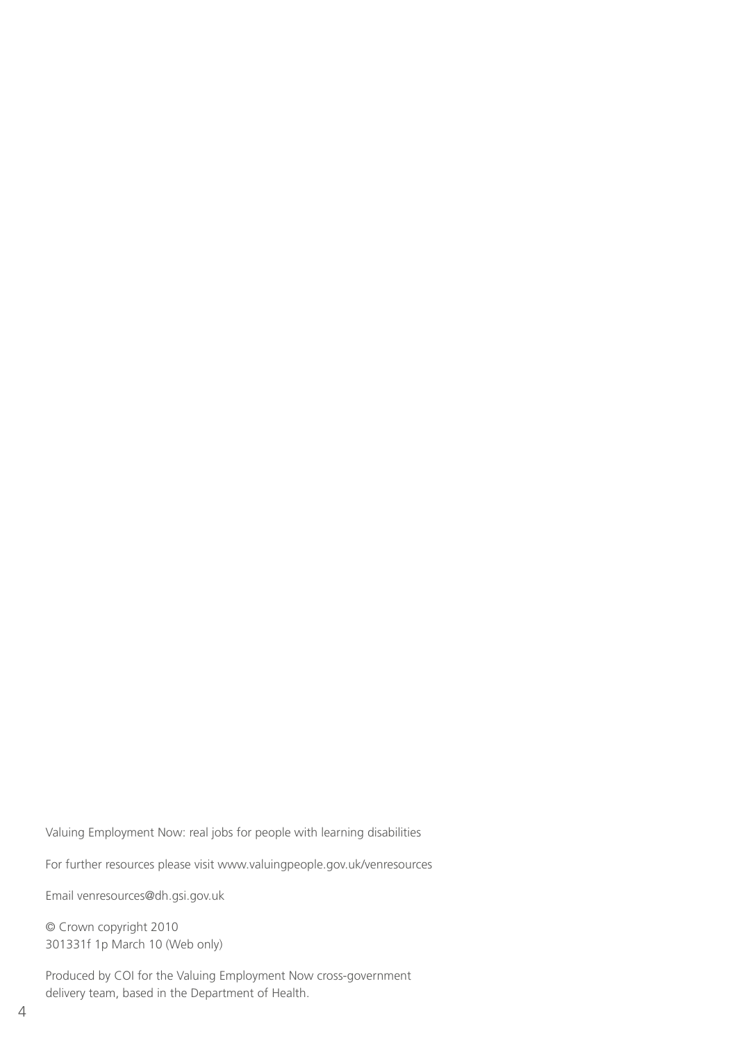Valuing Employment Now: real jobs for people with learning disabilities

For further resources please visit www.valuingpeople.gov.uk/venresources

Email venresources@dh.gsi.gov.uk

© Crown copyright 2010
301331f 1p March 10 (Web only)

Produced by COI for the Valuing Employment Now cross-government delivery team, based in the Department of Health.